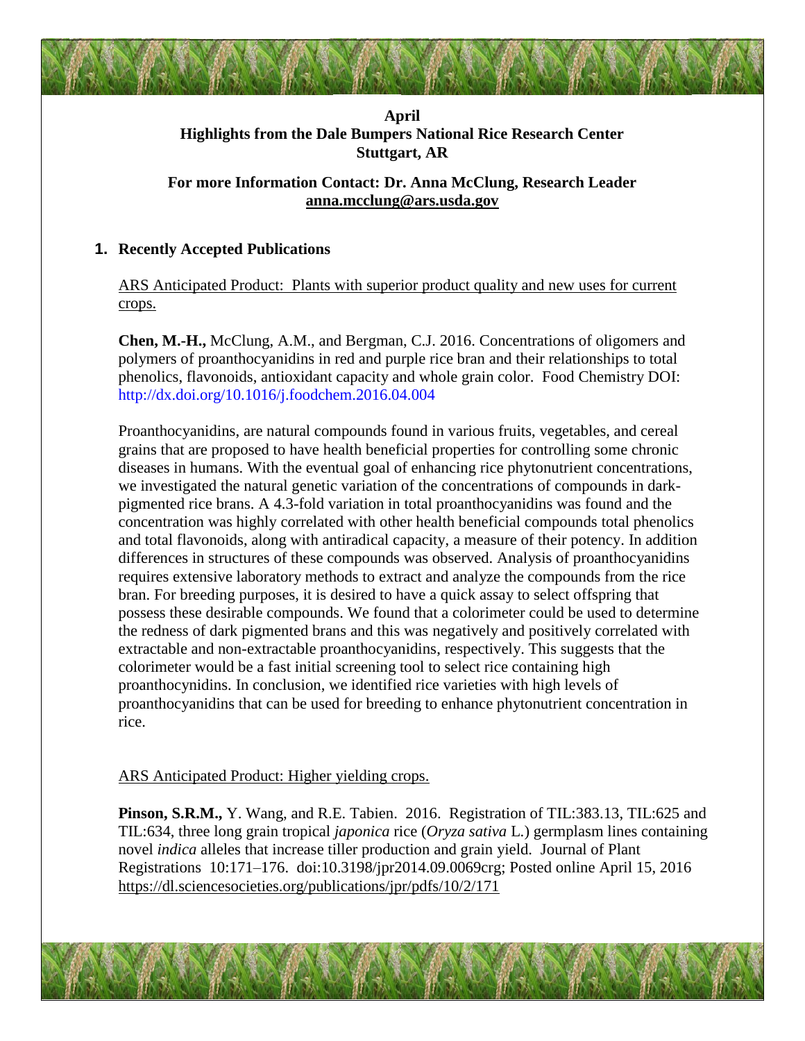**April**
**Highlights from the Dale Bumpers National Rice Research Center**
**Stuttgart, AR**

**For more Information Contact: Dr. Anna McClung, Research Leader**
**anna.mcclung@ars.usda.gov**

## 1. Recently Accepted Publications

ARS Anticipated Product: Plants with superior product quality and new uses for current crops.

**Chen, M.-H.,** McClung, A.M., and Bergman, C.J. 2016. Concentrations of oligomers and polymers of proanthocyanidins in red and purple rice bran and their relationships to total phenolics, flavonoids, antioxidant capacity and whole grain color. Food Chemistry DOI: http://dx.doi.org/10.1016/j.foodchem.2016.04.004

Proanthocyanidins, are natural compounds found in various fruits, vegetables, and cereal grains that are proposed to have health beneficial properties for controlling some chronic diseases in humans. With the eventual goal of enhancing rice phytonutrient concentrations, we investigated the natural genetic variation of the concentrations of compounds in dark-pigmented rice brans. A 4.3-fold variation in total proanthocyanidins was found and the concentration was highly correlated with other health beneficial compounds total phenolics and total flavonoids, along with antiradical capacity, a measure of their potency. In addition differences in structures of these compounds was observed. Analysis of proanthocyanidins requires extensive laboratory methods to extract and analyze the compounds from the rice bran. For breeding purposes, it is desired to have a quick assay to select offspring that possess these desirable compounds. We found that a colorimeter could be used to determine the redness of dark pigmented brans and this was negatively and positively correlated with extractable and non-extractable proanthocyanidins, respectively. This suggests that the colorimeter would be a fast initial screening tool to select rice containing high proanthocynidins. In conclusion, we identified rice varieties with high levels of proanthocyanidins that can be used for breeding to enhance phytonutrient concentration in rice.

ARS Anticipated Product: Higher yielding crops.

**Pinson, S.R.M.,** Y. Wang, and R.E. Tabien. 2016. Registration of TIL:383.13, TIL:625 and TIL:634, three long grain tropical *japonica* rice (*Oryza sativa* L.) germplasm lines containing novel *indica* alleles that increase tiller production and grain yield. Journal of Plant Registrations 10:171–176. doi:10.3198/jpr2014.09.0069crg; Posted online April 15, 2016 https://dl.sciencesocieties.org/publications/jpr/pdfs/10/2/171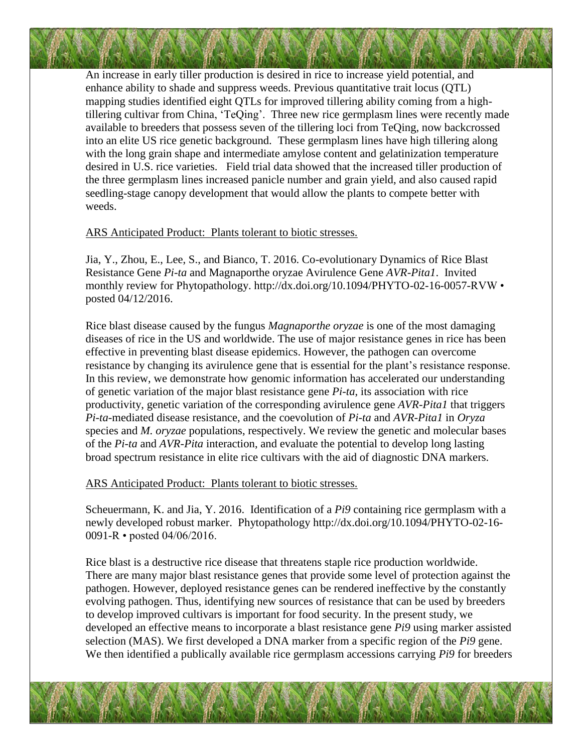An increase in early tiller production is desired in rice to increase yield potential, and enhance ability to shade and suppress weeds. Previous quantitative trait locus (QTL) mapping studies identified eight QTLs for improved tillering ability coming from a high-tillering cultivar from China, 'TeQing'. Three new rice germplasm lines were recently made available to breeders that possess seven of the tillering loci from TeQing, now backcrossed into an elite US rice genetic background. These germplasm lines have high tillering along with the long grain shape and intermediate amylose content and gelatinization temperature desired in U.S. rice varieties. Field trial data showed that the increased tiller production of the three germplasm lines increased panicle number and grain yield, and also caused rapid seedling-stage canopy development that would allow the plants to compete better with weeds.

<u>ARS Anticipated Product: Plants tolerant to biotic stresses.</u>

Jia, Y., Zhou, E., Lee, S., and Bianco, T. 2016. Co-evolutionary Dynamics of Rice Blast Resistance Gene *Pi-ta* and Magnaporthe oryzae Avirulence Gene *AVR-Pita1*. Invited monthly review for Phytopathology. http://dx.doi.org/10.1094/PHYTO-02-16-0057-RVW • posted 04/12/2016.

Rice blast disease caused by the fungus *Magnaporthe oryzae* is one of the most damaging diseases of rice in the US and worldwide. The use of major resistance genes in rice has been effective in preventing blast disease epidemics. However, the pathogen can overcome resistance by changing its avirulence gene that is essential for the plant's resistance response. In this review, we demonstrate how genomic information has accelerated our understanding of genetic variation of the major blast resistance gene *Pi-ta*, its association with rice productivity, genetic variation of the corresponding avirulence gene *AVR-Pita1* that triggers *Pi-ta*-mediated disease resistance, and the coevolution of *Pi-ta* and *AVR-Pita1* in *Oryza* species and *M. oryzae* populations, respectively. We review the genetic and molecular bases of the *Pi-ta* and *AVR-Pita* interaction, and evaluate the potential to develop long lasting broad spectrum resistance in elite rice cultivars with the aid of diagnostic DNA markers.

<u>ARS Anticipated Product: Plants tolerant to biotic stresses.</u>

Scheuermann, K. and Jia, Y. 2016. Identification of a *Pi9* containing rice germplasm with a newly developed robust marker. Phytopathology http://dx.doi.org/10.1094/PHYTO-02-16-0091-R • posted 04/06/2016.

Rice blast is a destructive rice disease that threatens staple rice production worldwide. There are many major blast resistance genes that provide some level of protection against the pathogen. However, deployed resistance genes can be rendered ineffective by the constantly evolving pathogen. Thus, identifying new sources of resistance that can be used by breeders to develop improved cultivars is important for food security. In the present study, we developed an effective means to incorporate a blast resistance gene *Pi9* using marker assisted selection (MAS). We first developed a DNA marker from a specific region of the *Pi9* gene. We then identified a publically available rice germplasm accessions carrying *Pi9* for breeders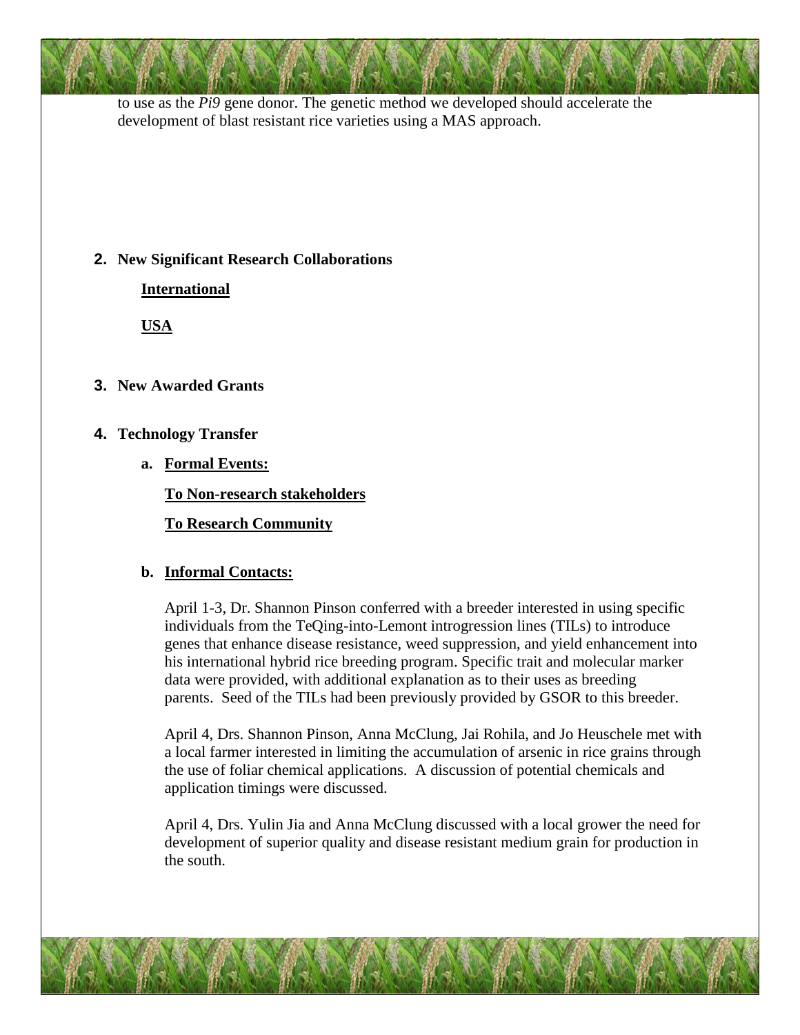to use as the *Pi9* gene donor. The genetic method we developed should accelerate the development of blast resistant rice varieties using a MAS approach.

## 2. New Significant Research Collaborations

**International**

**USA**

## 3. New Awarded Grants

## 4. Technology Transfer

### a. Formal Events:

**To Non-research stakeholders**

**To Research Community**

### b. Informal Contacts:

April 1-3, Dr. Shannon Pinson conferred with a breeder interested in using specific individuals from the TeQing-into-Lemont introgression lines (TILs) to introduce genes that enhance disease resistance, weed suppression, and yield enhancement into his international hybrid rice breeding program. Specific trait and molecular marker data were provided, with additional explanation as to their uses as breeding parents. Seed of the TILs had been previously provided by GSOR to this breeder.

April 4, Drs. Shannon Pinson, Anna McClung, Jai Rohila, and Jo Heuschele met with a local farmer interested in limiting the accumulation of arsenic in rice grains through the use of foliar chemical applications. A discussion of potential chemicals and application timings were discussed.

April 4, Drs. Yulin Jia and Anna McClung discussed with a local grower the need for development of superior quality and disease resistant medium grain for production in the south.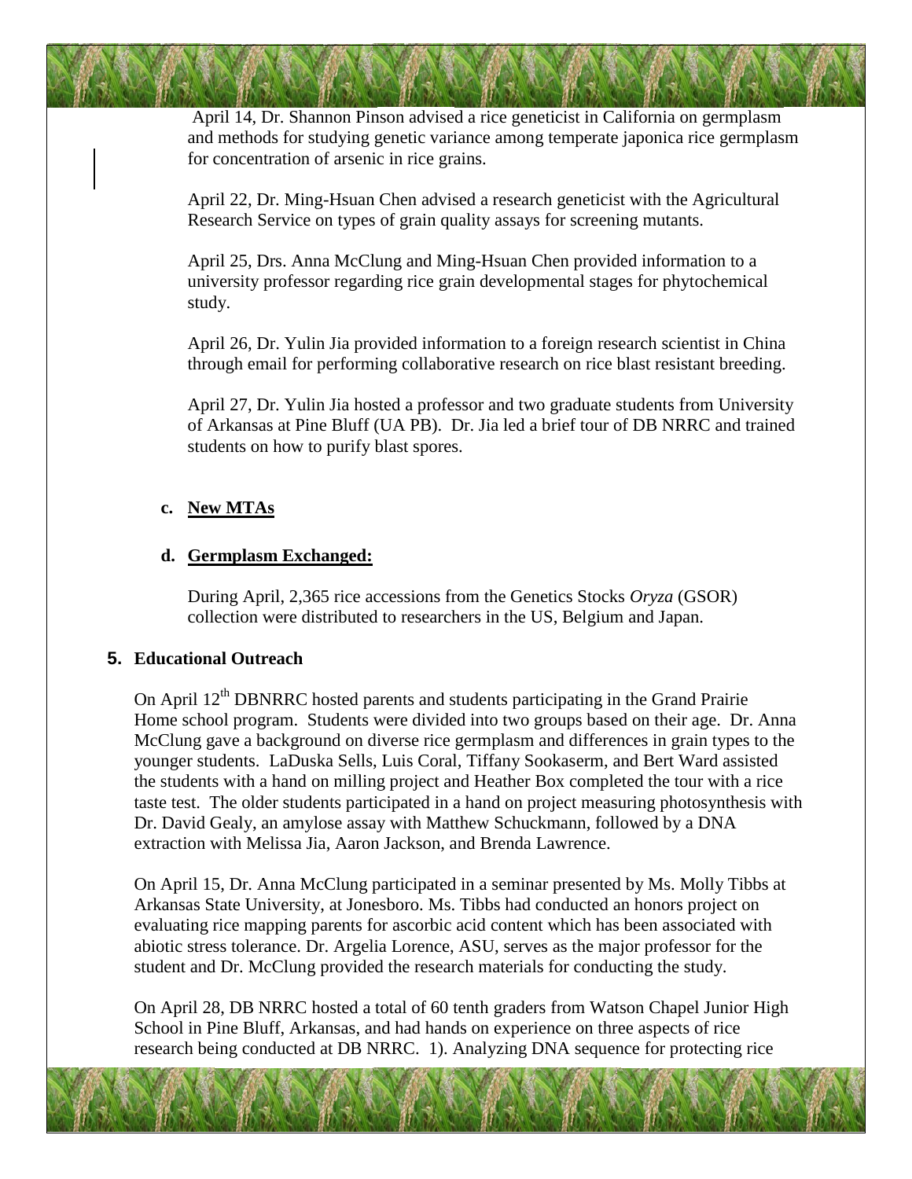April 14, Dr. Shannon Pinson advised a rice geneticist in California on germplasm and methods for studying genetic variance among temperate japonica rice germplasm for concentration of arsenic in rice grains.

April 22, Dr. Ming-Hsuan Chen advised a research geneticist with the Agricultural Research Service on types of grain quality assays for screening mutants.

April 25, Drs. Anna McClung and Ming-Hsuan Chen provided information to a university professor regarding rice grain developmental stages for phytochemical study.

April 26, Dr. Yulin Jia provided information to a foreign research scientist in China through email for performing collaborative research on rice blast resistant breeding.

April 27, Dr. Yulin Jia hosted a professor and two graduate students from University of Arkansas at Pine Bluff (UA PB). Dr. Jia led a brief tour of DB NRRC and trained students on how to purify blast spores.

**c. New MTAs**

**d. Germplasm Exchanged:**

During April, 2,365 rice accessions from the Genetics Stocks *Oryza* (GSOR) collection were distributed to researchers in the US, Belgium and Japan.

## 5. Educational Outreach

On April 12th DBNRRC hosted parents and students participating in the Grand Prairie Home school program. Students were divided into two groups based on their age. Dr. Anna McClung gave a background on diverse rice germplasm and differences in grain types to the younger students. LaDuska Sells, Luis Coral, Tiffany Sookaserm, and Bert Ward assisted the students with a hand on milling project and Heather Box completed the tour with a rice taste test. The older students participated in a hand on project measuring photosynthesis with Dr. David Gealy, an amylose assay with Matthew Schuckmann, followed by a DNA extraction with Melissa Jia, Aaron Jackson, and Brenda Lawrence.

On April 15, Dr. Anna McClung participated in a seminar presented by Ms. Molly Tibbs at Arkansas State University, at Jonesboro. Ms. Tibbs had conducted an honors project on evaluating rice mapping parents for ascorbic acid content which has been associated with abiotic stress tolerance. Dr. Argelia Lorence, ASU, serves as the major professor for the student and Dr. McClung provided the research materials for conducting the study.

On April 28, DB NRRC hosted a total of 60 tenth graders from Watson Chapel Junior High School in Pine Bluff, Arkansas, and had hands on experience on three aspects of rice research being conducted at DB NRRC. 1). Analyzing DNA sequence for protecting rice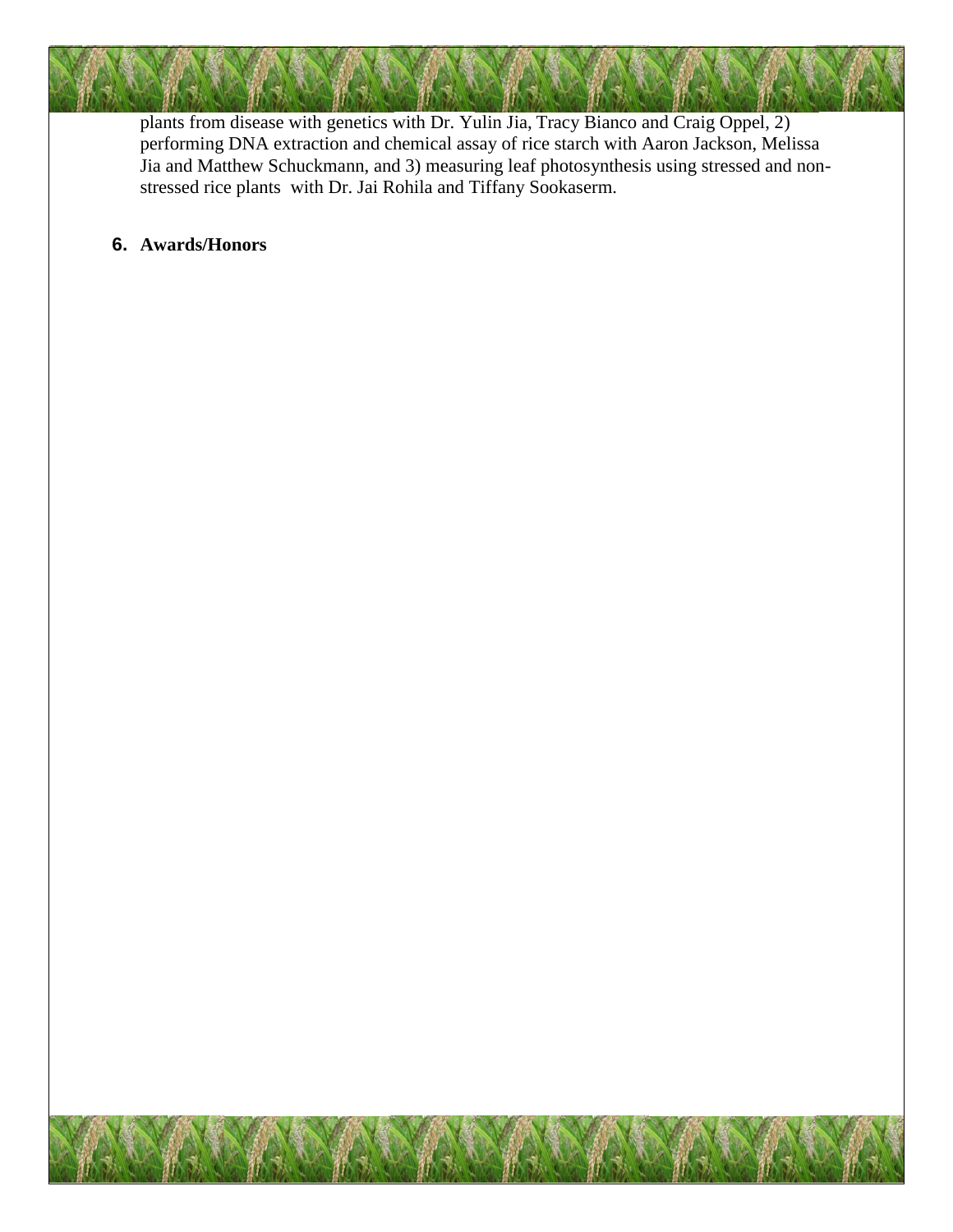plants from disease with genetics with Dr. Yulin Jia, Tracy Bianco and Craig Oppel, 2) performing DNA extraction and chemical assay of rice starch with Aaron Jackson, Melissa Jia and Matthew Schuckmann, and 3) measuring leaf photosynthesis using stressed and non-stressed rice plants with Dr. Jai Rohila and Tiffany Sookaserm.

6. **Awards/Honors**